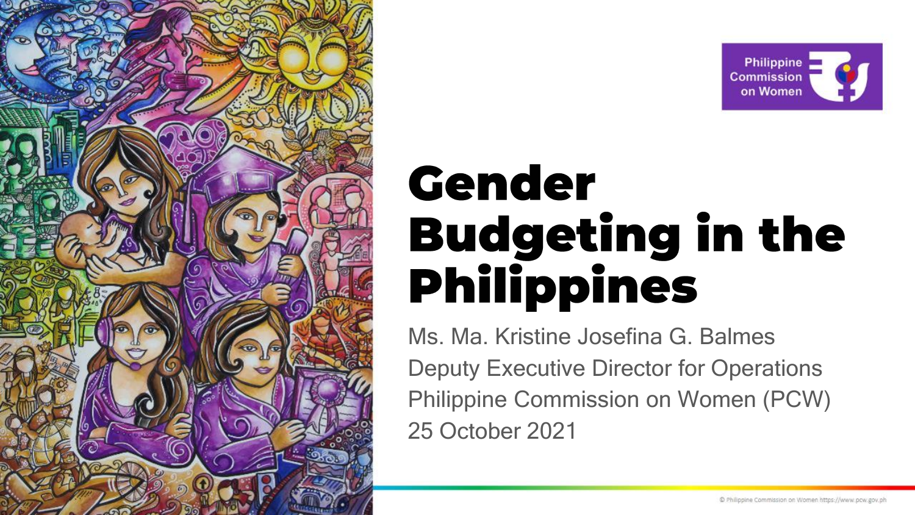Philippine Commission on Women

# Gender Budgeting in the Philippines

Ms. Ma. Kristine Josefina G. Balmes
Deputy Executive Director for Operations
Philippine Commission on Women (PCW)
25 October 2021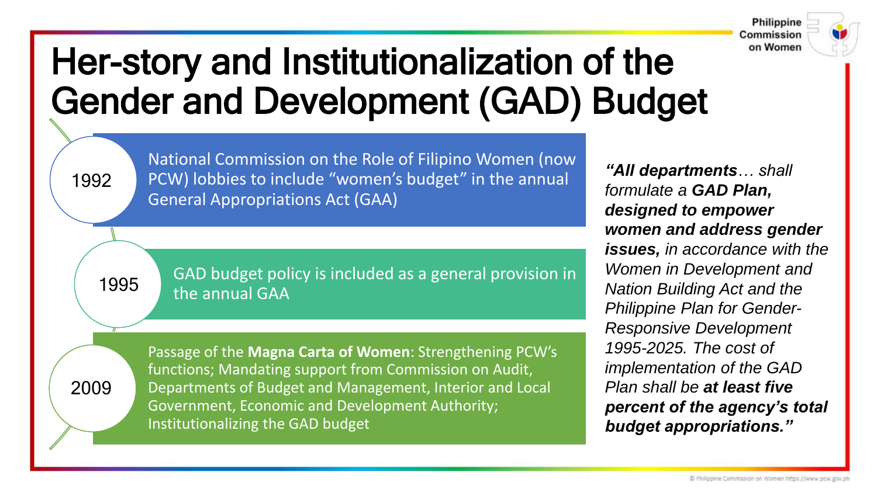# Her-story and Institutionalization of the Gender and Development (GAD) Budget

**1992**

National Commission on the Role of Filipino Women (now PCW) lobbies to include "women's budget" in the annual General Appropriations Act (GAA)

**1995**

GAD budget policy is included as a general provision in the annual GAA

**2009**

Passage of the **Magna Carta of Women**: Strengthening PCW's functions; Mandating support from Commission on Audit, Departments of Budget and Management, Interior and Local Government, Economic and Development Authority; Institutionalizing the GAD budget

*"**All departments**… shall formulate a **GAD Plan, designed to empower women and address gender issues,** in accordance with the Women in Development and Nation Building Act and the Philippine Plan for Gender-Responsive Development 1995-2025. The cost of implementation of the GAD Plan shall be **at least five percent of the agency's total budget appropriations.**"*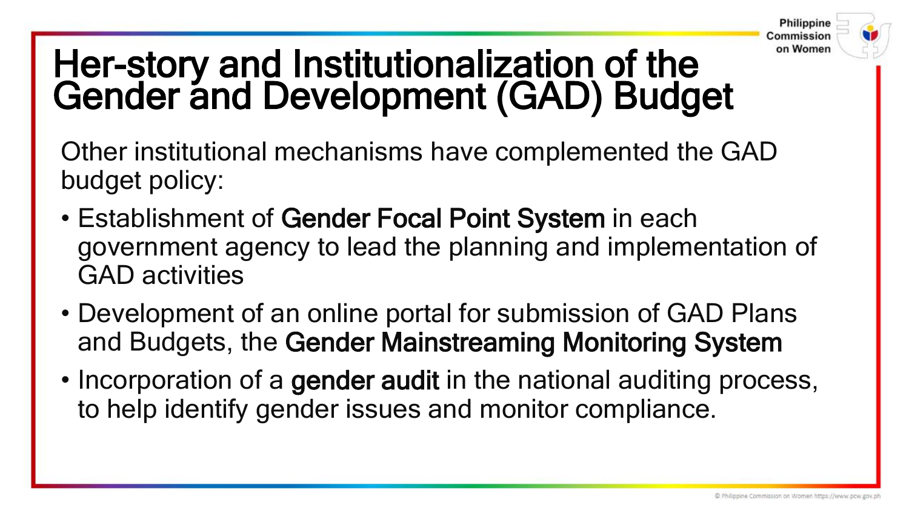# Her-story and Institutionalization of the Gender and Development (GAD) Budget

Other institutional mechanisms have complemented the GAD budget policy:

- Establishment of **Gender Focal Point System** in each government agency to lead the planning and implementation of GAD activities
- Development of an online portal for submission of GAD Plans and Budgets, the **Gender Mainstreaming Monitoring System**
- Incorporation of a **gender audit** in the national auditing process, to help identify gender issues and monitor compliance.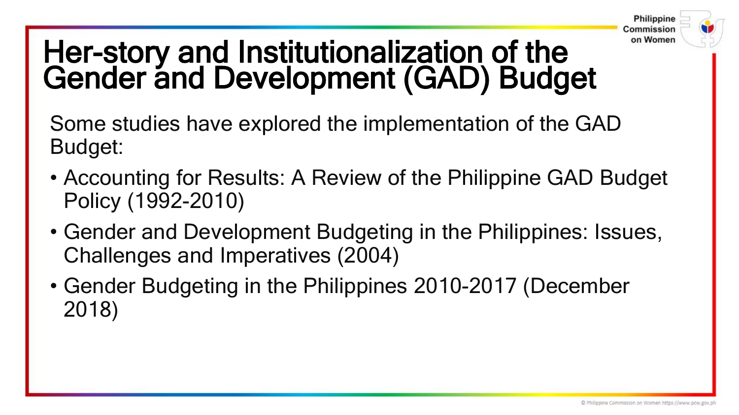# Her-story and Institutionalization of the Gender and Development (GAD) Budget

Some studies have explored the implementation of the GAD Budget:

- Accounting for Results: A Review of the Philippine GAD Budget Policy (1992-2010)
- Gender and Development Budgeting in the Philippines: Issues, Challenges and Imperatives (2004)
- Gender Budgeting in the Philippines 2010-2017 (December 2018)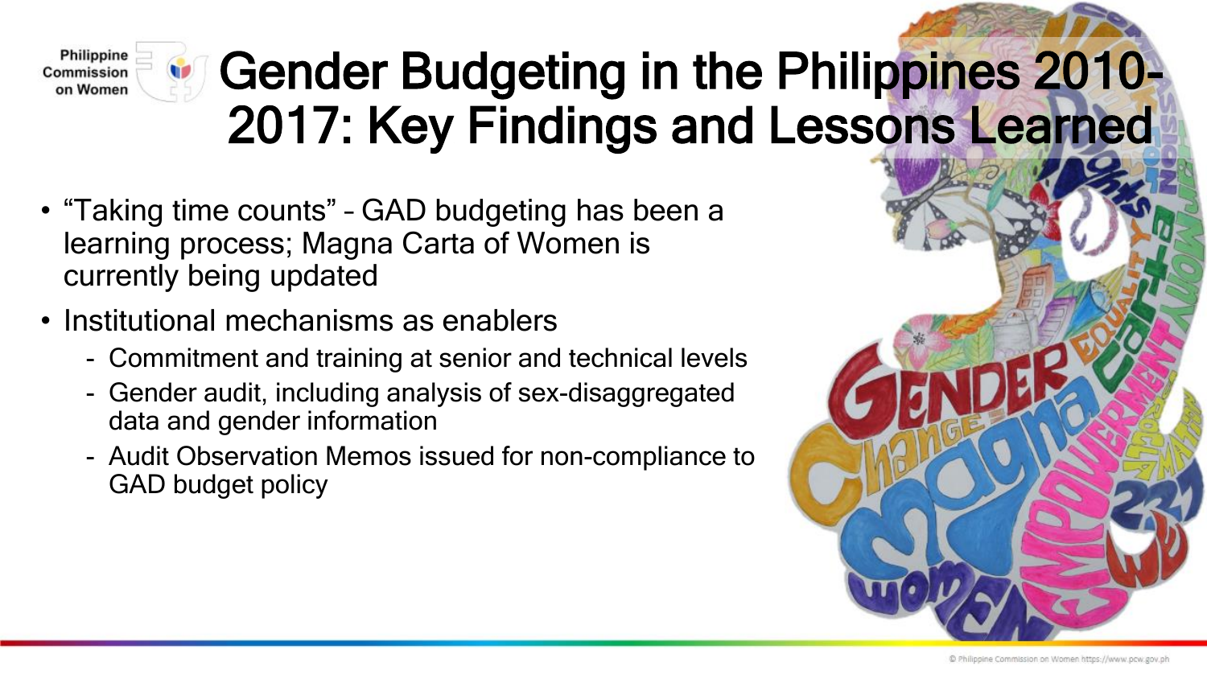# Gender Budgeting in the Philippines 2010-2017: Key Findings and Lessons Learned

- "Taking time counts" – GAD budgeting has been a learning process; Magna Carta of Women is currently being updated
- Institutional mechanisms as enablers
  - Commitment and training at senior and technical levels
  - Gender audit, including analysis of sex-disaggregated data and gender information
  - Audit Observation Memos issued for non-compliance to GAD budget policy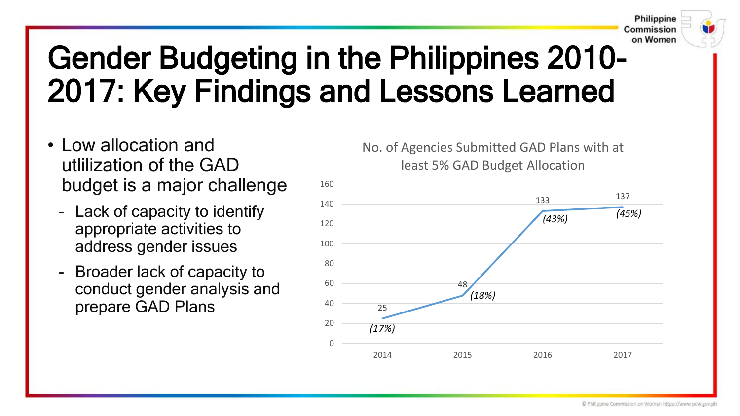# Gender Budgeting in the Philippines 2010-2017: Key Findings and Lessons Learned

- Low allocation and utlilization of the GAD budget is a major challenge
  - Lack of capacity to identify appropriate activities to address gender issues
  - Broader lack of capacity to conduct gender analysis and prepare GAD Plans

No. of Agencies Submitted GAD Plans with at least 5% GAD Budget Allocation

| Year | No. of Agencies | % |
|---|---|---|
| 2014 | 25 | *(17%)* |
| 2015 | 48 | *(18%)* |
| 2016 | 133 | *(43%)* |
| 2017 | 137 | *(45%)* |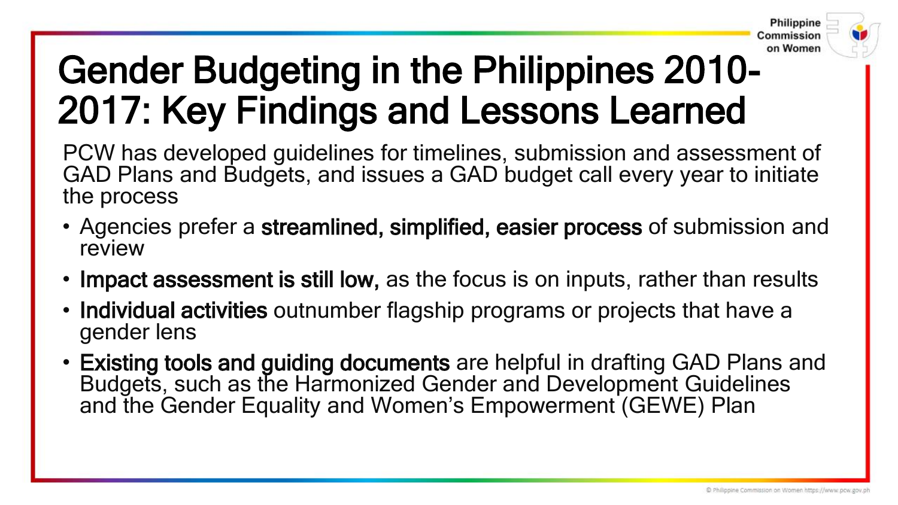# Gender Budgeting in the Philippines 2010-2017: Key Findings and Lessons Learned

PCW has developed guidelines for timelines, submission and assessment of GAD Plans and Budgets, and issues a GAD budget call every year to initiate the process

- Agencies prefer a **streamlined, simplified, easier process** of submission and review
- **Impact assessment is still low,** as the focus is on inputs, rather than results
- **Individual activities** outnumber flagship programs or projects that have a gender lens
- **Existing tools and guiding documents** are helpful in drafting GAD Plans and Budgets, such as the Harmonized Gender and Development Guidelines and the Gender Equality and Women's Empowerment (GEWE) Plan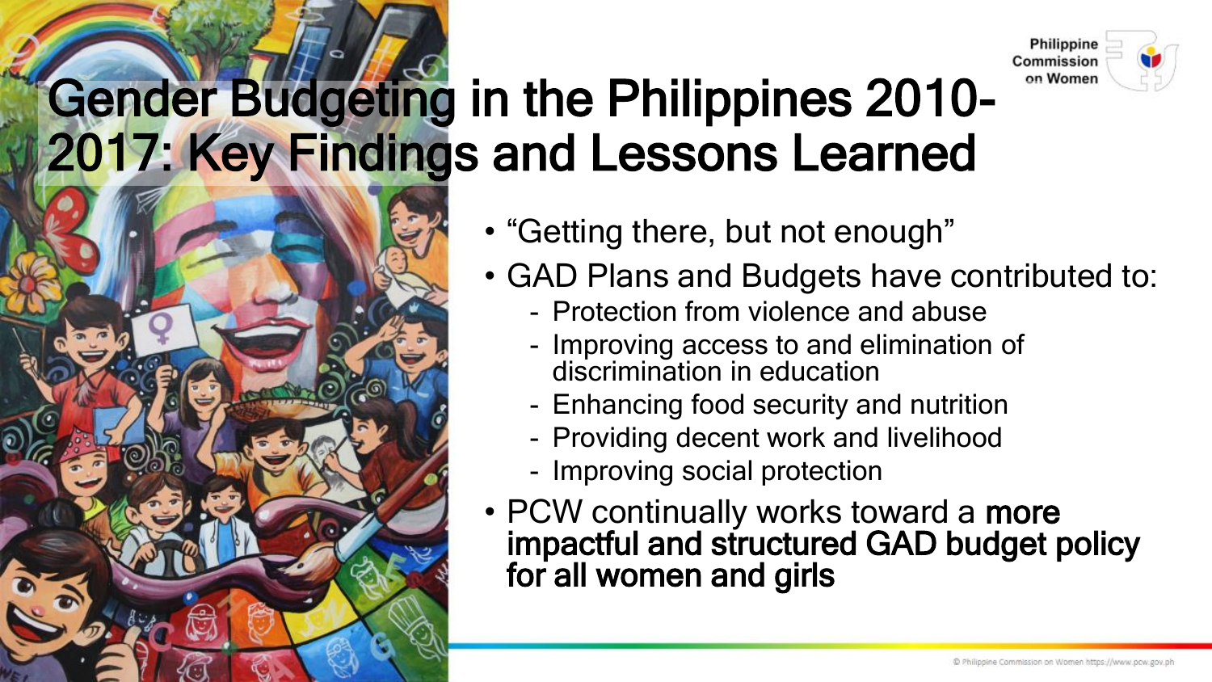# Gender Budgeting in the Philippines 2010-2017: Key Findings and Lessons Learned

- "Getting there, but not enough"
- GAD Plans and Budgets have contributed to:
  - Protection from violence and abuse
  - Improving access to and elimination of discrimination in education
  - Enhancing food security and nutrition
  - Providing decent work and livelihood
  - Improving social protection
- PCW continually works toward a **more impactful and structured GAD budget policy for all women and girls**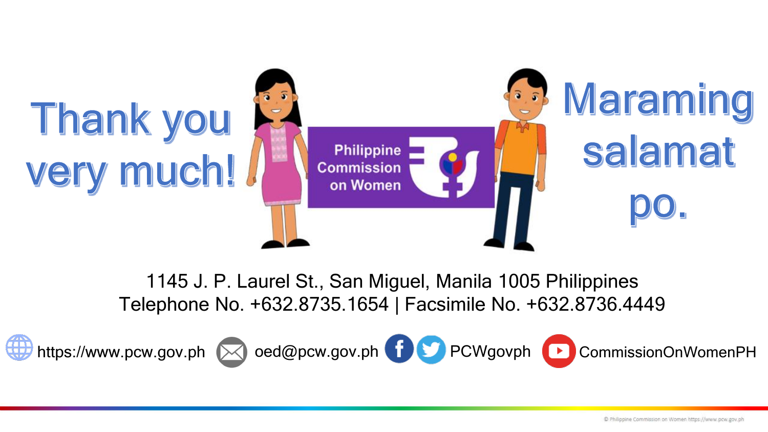# Thank you very much!

Philippine Commission on Women

# Maraming salamat po.

1145 J. P. Laurel St., San Miguel, Manila 1005 Philippines
Telephone No. +632.8735.1654 | Facsimile No. +632.8736.4449

https://www.pcw.gov.ph oed@pcw.gov.ph PCWgovph CommissionOnWomenPH